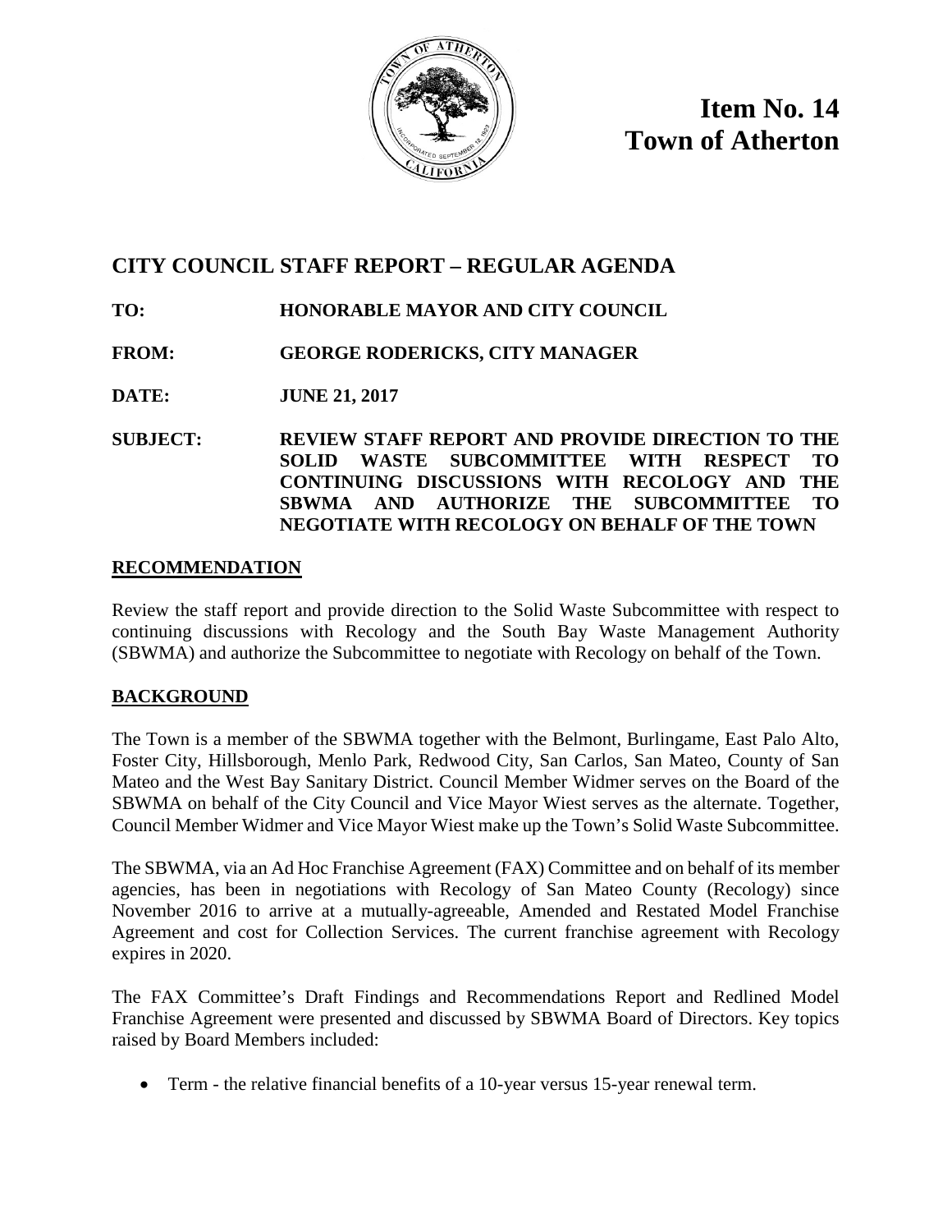**Item No. 14**
**Town of Atherton**

## CITY COUNCIL STAFF REPORT – REGULAR AGENDA

**TO:** HONORABLE MAYOR AND CITY COUNCIL

**FROM:** GEORGE RODERICKS, CITY MANAGER

**DATE:** JUNE 21, 2017

**SUBJECT:** REVIEW STAFF REPORT AND PROVIDE DIRECTION TO THE SOLID WASTE SUBCOMMITTEE WITH RESPECT TO CONTINUING DISCUSSIONS WITH RECOLOGY AND THE SBWMA AND AUTHORIZE THE SUBCOMMITTEE TO NEGOTIATE WITH RECOLOGY ON BEHALF OF THE TOWN

### RECOMMENDATION

Review the staff report and provide direction to the Solid Waste Subcommittee with respect to continuing discussions with Recology and the South Bay Waste Management Authority (SBWMA) and authorize the Subcommittee to negotiate with Recology on behalf of the Town.

### BACKGROUND

The Town is a member of the SBWMA together with the Belmont, Burlingame, East Palo Alto, Foster City, Hillsborough, Menlo Park, Redwood City, San Carlos, San Mateo, County of San Mateo and the West Bay Sanitary District. Council Member Widmer serves on the Board of the SBWMA on behalf of the City Council and Vice Mayor Wiest serves as the alternate. Together, Council Member Widmer and Vice Mayor Wiest make up the Town's Solid Waste Subcommittee.

The SBWMA, via an Ad Hoc Franchise Agreement (FAX) Committee and on behalf of its member agencies, has been in negotiations with Recology of San Mateo County (Recology) since November 2016 to arrive at a mutually-agreeable, Amended and Restated Model Franchise Agreement and cost for Collection Services. The current franchise agreement with Recology expires in 2020.

The FAX Committee's Draft Findings and Recommendations Report and Redlined Model Franchise Agreement were presented and discussed by SBWMA Board of Directors. Key topics raised by Board Members included:

- Term - the relative financial benefits of a 10-year versus 15-year renewal term.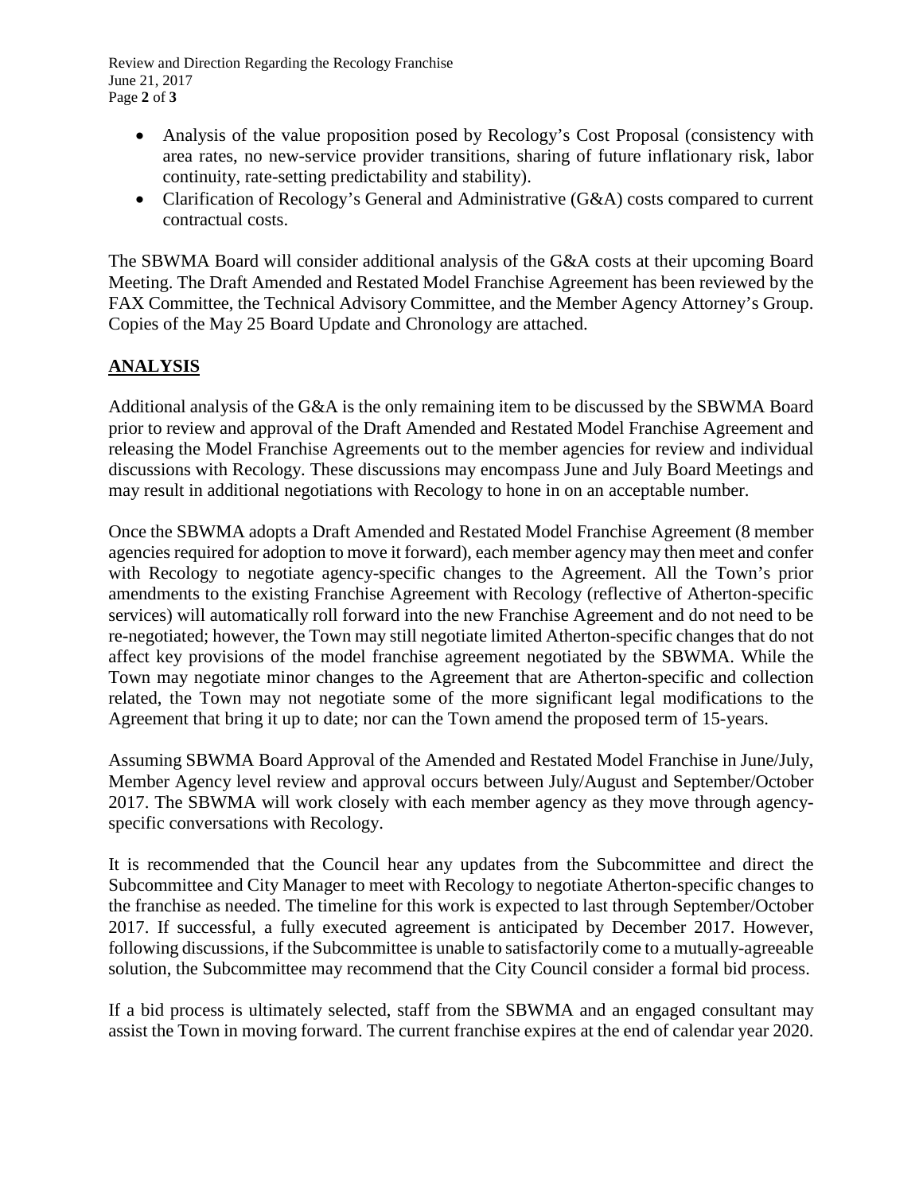- Analysis of the value proposition posed by Recology's Cost Proposal (consistency with area rates, no new-service provider transitions, sharing of future inflationary risk, labor continuity, rate-setting predictability and stability).
- Clarification of Recology's General and Administrative (G&A) costs compared to current contractual costs.

The SBWMA Board will consider additional analysis of the G&A costs at their upcoming Board Meeting. The Draft Amended and Restated Model Franchise Agreement has been reviewed by the FAX Committee, the Technical Advisory Committee, and the Member Agency Attorney's Group. Copies of the May 25 Board Update and Chronology are attached.

## ANALYSIS

Additional analysis of the G&A is the only remaining item to be discussed by the SBWMA Board prior to review and approval of the Draft Amended and Restated Model Franchise Agreement and releasing the Model Franchise Agreements out to the member agencies for review and individual discussions with Recology. These discussions may encompass June and July Board Meetings and may result in additional negotiations with Recology to hone in on an acceptable number.

Once the SBWMA adopts a Draft Amended and Restated Model Franchise Agreement (8 member agencies required for adoption to move it forward), each member agency may then meet and confer with Recology to negotiate agency-specific changes to the Agreement. All the Town's prior amendments to the existing Franchise Agreement with Recology (reflective of Atherton-specific services) will automatically roll forward into the new Franchise Agreement and do not need to be re-negotiated; however, the Town may still negotiate limited Atherton-specific changes that do not affect key provisions of the model franchise agreement negotiated by the SBWMA. While the Town may negotiate minor changes to the Agreement that are Atherton-specific and collection related, the Town may not negotiate some of the more significant legal modifications to the Agreement that bring it up to date; nor can the Town amend the proposed term of 15-years.

Assuming SBWMA Board Approval of the Amended and Restated Model Franchise in June/July, Member Agency level review and approval occurs between July/August and September/October 2017. The SBWMA will work closely with each member agency as they move through agency-specific conversations with Recology.

It is recommended that the Council hear any updates from the Subcommittee and direct the Subcommittee and City Manager to meet with Recology to negotiate Atherton-specific changes to the franchise as needed. The timeline for this work is expected to last through September/October 2017. If successful, a fully executed agreement is anticipated by December 2017. However, following discussions, if the Subcommittee is unable to satisfactorily come to a mutually-agreeable solution, the Subcommittee may recommend that the City Council consider a formal bid process.

If a bid process is ultimately selected, staff from the SBWMA and an engaged consultant may assist the Town in moving forward. The current franchise expires at the end of calendar year 2020.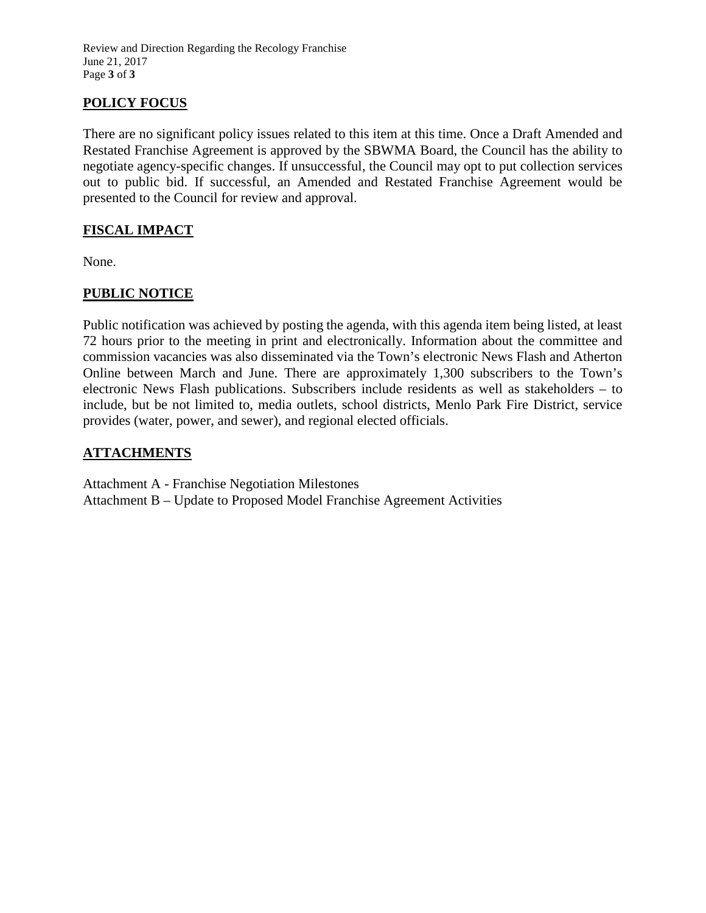## POLICY FOCUS

There are no significant policy issues related to this item at this time. Once a Draft Amended and Restated Franchise Agreement is approved by the SBWMA Board, the Council has the ability to negotiate agency-specific changes. If unsuccessful, the Council may opt to put collection services out to public bid. If successful, an Amended and Restated Franchise Agreement would be presented to the Council for review and approval.

## FISCAL IMPACT

None.

## PUBLIC NOTICE

Public notification was achieved by posting the agenda, with this agenda item being listed, at least 72 hours prior to the meeting in print and electronically. Information about the committee and commission vacancies was also disseminated via the Town's electronic News Flash and Atherton Online between March and June. There are approximately 1,300 subscribers to the Town's electronic News Flash publications. Subscribers include residents as well as stakeholders – to include, but be not limited to, media outlets, school districts, Menlo Park Fire District, service provides (water, power, and sewer), and regional elected officials.

## ATTACHMENTS

Attachment A - Franchise Negotiation Milestones
Attachment B – Update to Proposed Model Franchise Agreement Activities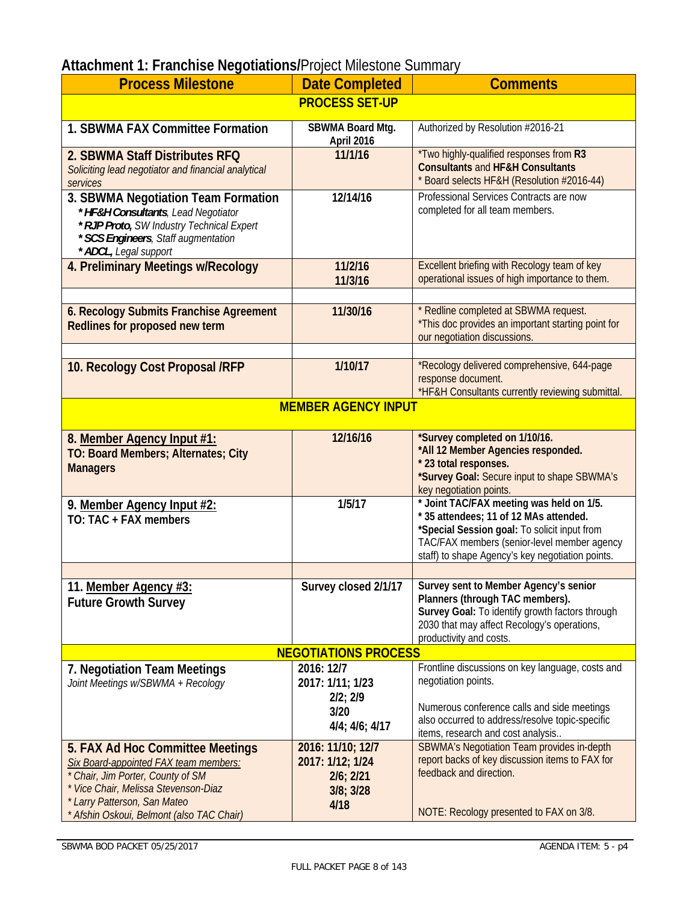## **Attachment 1: Franchise Negotiations/**Project Milestone Summary

| Process Milestone | Date Completed | Comments |
|---|---|---|
| **PROCESS SET-UP** | | |
| **1. SBWMA FAX Committee Formation** | **SBWMA Board Mtg. April 2016** | Authorized by Resolution #2016-21 |
| **2. SBWMA Staff Distributes RFQ** *Soliciting lead negotiator and financial analytical services* | **11/1/16** | *Two highly-qualified responses from **R3 Consultants** and **HF&H Consultants** * Board selects HF&H (Resolution #2016-44) |
| **3. SBWMA Negotiation Team Formation** ***HF&H Consultants**, *Lead Negotiator* ***RJP Proto,** *SW Industry Technical Expert* ***SCS Engineers**, *Staff augmentation* ***ADCL,** *Legal support* | **12/14/16** | Professional Services Contracts are now completed for all team members. |
| **4. Preliminary Meetings w/Recology** | **11/2/16 11/3/16** | Excellent briefing with Recology team of key operational issues of high importance to them. |
| | | |
| **6. Recology Submits Franchise Agreement Redlines for proposed new term** | **11/30/16** | * Redline completed at SBWMA request. *This doc provides an important starting point for our negotiation discussions. |
| | | |
| **10. Recology Cost Proposal /RFP** | **1/10/17** | *Recology delivered comprehensive, 644-page response document. *HF&H Consultants currently reviewing submittal. |
| **MEMBER AGENCY INPUT** | | |
| **8. <u>Member Agency Input #1:</u> TO: Board Members; Alternates; City Managers** | **12/16/16** | ***Survey completed on 1/10/16. *All 12 Member Agencies responded. * 23 total responses. *Survey Goal:** Secure input to shape SBWMA's key negotiation points. |
| **9. <u>Member Agency Input #2:</u> TO: TAC + FAX members** | **1/5/17** | *** Joint TAC/FAX meeting was held on 1/5. * 35 attendees; 11 of 12 MAs attended. *Special Session goal:** To solicit input from TAC/FAX members (senior-level member agency staff) to shape Agency's key negotiation points. |
| | | |
| **11. <u>Member Agency #3:</u> Future Growth Survey** | **Survey closed 2/1/17** | **Survey sent to Member Agency's senior Planners (through TAC members). Survey Goal:** To identify growth factors through 2030 that may affect Recology's operations, productivity and costs. |
| **NEGOTIATIONS PROCESS** | | |
| **7. Negotiation Team Meetings** *Joint Meetings w/SBWMA + Recology* | **2016: 12/7 2017: 1/11; 1/23 2/2; 2/9 3/20 4/4; 4/6; 4/17** | Frontline discussions on key language, costs and negotiation points. Numerous conference calls and side meetings also occurred to address/resolve topic-specific items, research and cost analysis.. |
| **5. FAX Ad Hoc Committee Meetings** *<u>Six Board-appointed FAX team members:</u>* ** Chair, Jim Porter, County of SM* ** Vice Chair, Melissa Stevenson-Diaz* ** Larry Patterson, San Mateo* ** Afshin Oskoui, Belmont (also TAC Chair)* | **2016: 11/10; 12/7 2017: 1/12; 1/24 2/6; 2/21 3/8; 3/28 4/18** | SBWMA's Negotiation Team provides in-depth report backs of key discussion items to FAX for feedback and direction. NOTE: Recology presented to FAX on 3/8. |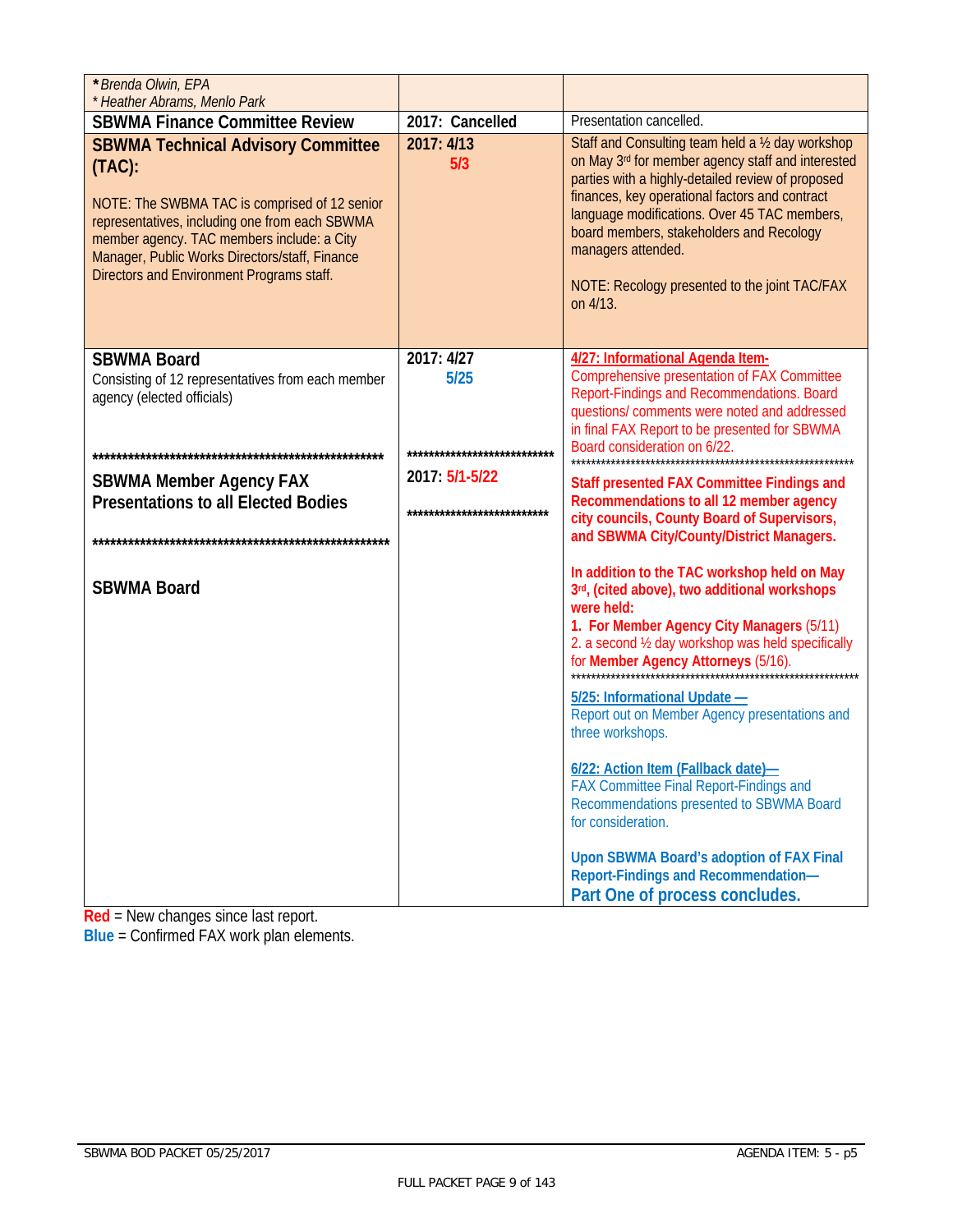| | | |
|---|---|---|
| *\*Brenda Olwin, EPA*<br>*\* Heather Abrams, Menlo Park* | | |
| **SBWMA Finance Committee Review** | **2017: Cancelled** | Presentation cancelled. |
| **SBWMA Technical Advisory Committee (TAC):**<br><br>NOTE: The SWBMA TAC is comprised of 12 senior representatives, including one from each SBWMA member agency. TAC members include: a City Manager, Public Works Directors/staff, Finance Directors and Environment Programs staff. | **2017: 4/13**<br>**5/3** | Staff and Consulting team held a ½ day workshop on May 3rd for member agency staff and interested parties with a highly-detailed review of proposed finances, key operational factors and contract language modifications. Over 45 TAC members, board members, stakeholders and Recology managers attended.<br><br>NOTE: Recology presented to the joint TAC/FAX on 4/13. |
| **SBWMA Board**<br>Consisting of 12 representatives from each member agency (elected officials)<br><br>*****************************************************<br><br>**SBWMA Member Agency FAX Presentations to all Elected Bodies**<br><br>*****************************************************<br><br>**SBWMA Board** | **2017: 4/27**<br>**5/25**<br><br>**************************<br><br>**2017: 5/1-5/22**<br><br>************************** | **4/27: Informational Agenda Item-**<br>Comprehensive presentation of FAX Committee Report-Findings and Recommendations. Board questions/ comments were noted and addressed in final FAX Report to be presented for SBWMA Board consideration on 6/22.<br>*****************************************************<br>**Staff presented FAX Committee Findings and Recommendations to all 12 member agency city councils, County Board of Supervisors, and SBWMA City/County/District Managers.**<br><br>**In addition to the TAC workshop held on May 3rd, (cited above), two additional workshops were held:**<br>1. **For Member Agency City Managers** (5/11)<br>2. a second ½ day workshop was held specifically for **Member Agency Attorneys** (5/16).<br>*****************************************************<br>**5/25: Informational Update —**<br>Report out on Member Agency presentations and three workshops.<br><br>**6/22: Action Item (Fallback date)—**<br>FAX Committee Final Report-Findings and Recommendations presented to SBWMA Board for consideration.<br><br>**Upon SBWMA Board's adoption of FAX Final Report-Findings and Recommendation—**<br>**Part One of process concludes.** |

**Red** = New changes since last report.
**Blue** = Confirmed FAX work plan elements.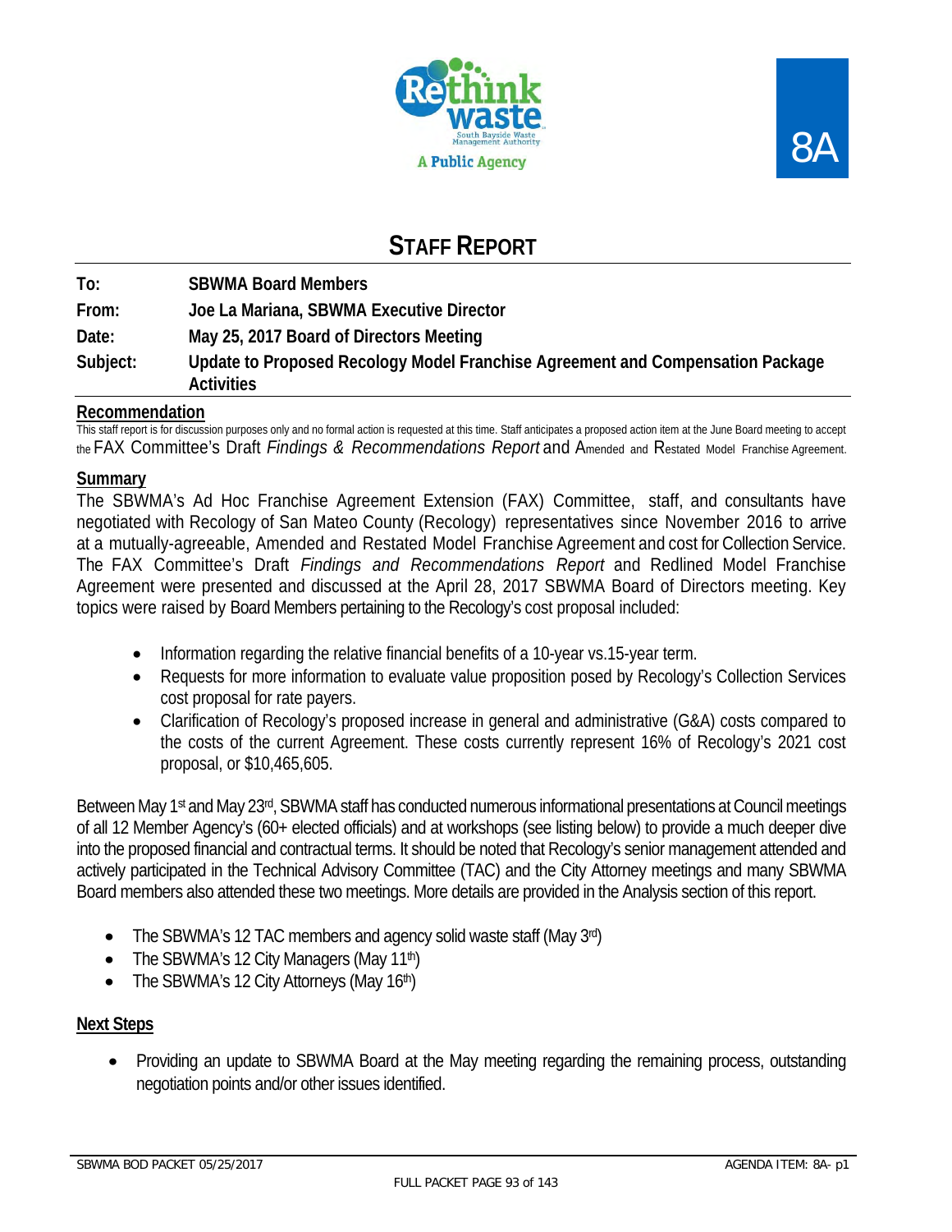8A

# STAFF REPORT

| | |
|---|---|
| **To:** | **SBWMA Board Members** |
| **From:** | **Joe La Mariana, SBWMA Executive Director** |
| **Date:** | **May 25, 2017 Board of Directors Meeting** |
| **Subject:** | **Update to Proposed Recology Model Franchise Agreement and Compensation Package Activities** |

## Recommendation

This staff report is for discussion purposes only and no formal action is requested at this time. Staff anticipates a proposed action item at the June Board meeting to accept the FAX Committee's Draft *Findings & Recommendations Report* and Amended and Restated Model Franchise Agreement.

## Summary

The SBWMA's Ad Hoc Franchise Agreement Extension (FAX) Committee, staff, and consultants have negotiated with Recology of San Mateo County (Recology) representatives since November 2016 to arrive at a mutually-agreeable, Amended and Restated Model Franchise Agreement and cost for Collection Service. The FAX Committee's Draft *Findings and Recommendations Report* and Redlined Model Franchise Agreement were presented and discussed at the April 28, 2017 SBWMA Board of Directors meeting. Key topics were raised by Board Members pertaining to the Recology's cost proposal included:

- Information regarding the relative financial benefits of a 10-year vs.15-year term.
- Requests for more information to evaluate value proposition posed by Recology's Collection Services cost proposal for rate payers.
- Clarification of Recology's proposed increase in general and administrative (G&A) costs compared to the costs of the current Agreement. These costs currently represent 16% of Recology's 2021 cost proposal, or $10,465,605.

Between May 1st and May 23rd, SBWMA staff has conducted numerous informational presentations at Council meetings of all 12 Member Agency's (60+ elected officials) and at workshops (see listing below) to provide a much deeper dive into the proposed financial and contractual terms. It should be noted that Recology's senior management attended and actively participated in the Technical Advisory Committee (TAC) and the City Attorney meetings and many SBWMA Board members also attended these two meetings. More details are provided in the Analysis section of this report.

- The SBWMA's 12 TAC members and agency solid waste staff (May 3rd)
- The SBWMA's 12 City Managers (May 11th)
- The SBWMA's 12 City Attorneys (May 16th)

## Next Steps

- Providing an update to SBWMA Board at the May meeting regarding the remaining process, outstanding negotiation points and/or other issues identified.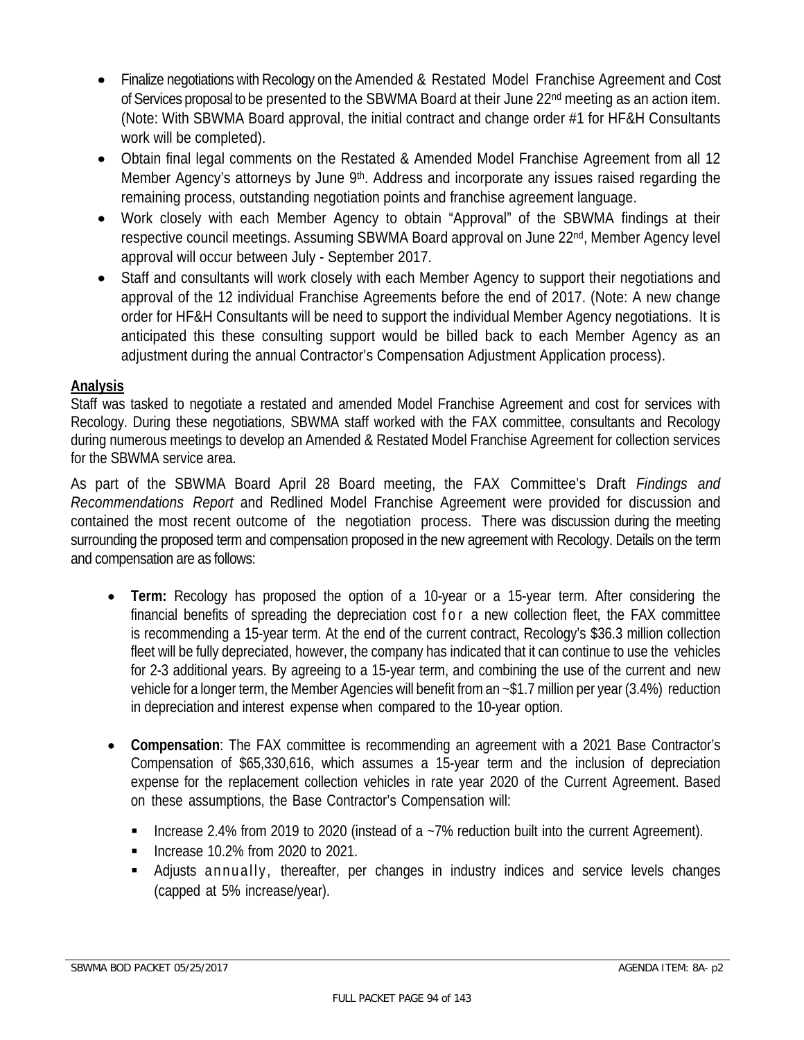- Finalize negotiations with Recology on the Amended & Restated Model Franchise Agreement and Cost of Services proposal to be presented to the SBWMA Board at their June 22nd meeting as an action item. (Note: With SBWMA Board approval, the initial contract and change order #1 for HF&H Consultants work will be completed).
- Obtain final legal comments on the Restated & Amended Model Franchise Agreement from all 12 Member Agency's attorneys by June 9th. Address and incorporate any issues raised regarding the remaining process, outstanding negotiation points and franchise agreement language.
- Work closely with each Member Agency to obtain "Approval" of the SBWMA findings at their respective council meetings. Assuming SBWMA Board approval on June 22nd, Member Agency level approval will occur between July - September 2017.
- Staff and consultants will work closely with each Member Agency to support their negotiations and approval of the 12 individual Franchise Agreements before the end of 2017. (Note: A new change order for HF&H Consultants will be need to support the individual Member Agency negotiations. It is anticipated this these consulting support would be billed back to each Member Agency as an adjustment during the annual Contractor's Compensation Adjustment Application process).

## Analysis

Staff was tasked to negotiate a restated and amended Model Franchise Agreement and cost for services with Recology. During these negotiations, SBWMA staff worked with the FAX committee, consultants and Recology during numerous meetings to develop an Amended & Restated Model Franchise Agreement for collection services for the SBWMA service area.

As part of the SBWMA Board April 28 Board meeting, the FAX Committee's Draft *Findings and Recommendations Report* and Redlined Model Franchise Agreement were provided for discussion and contained the most recent outcome of the negotiation process. There was discussion during the meeting surrounding the proposed term and compensation proposed in the new agreement with Recology. Details on the term and compensation are as follows:

- **Term:** Recology has proposed the option of a 10-year or a 15-year term. After considering the financial benefits of spreading the depreciation cost for a new collection fleet, the FAX committee is recommending a 15-year term. At the end of the current contract, Recology's $36.3 million collection fleet will be fully depreciated, however, the company has indicated that it can continue to use the vehicles for 2-3 additional years. By agreeing to a 15-year term, and combining the use of the current and new vehicle for a longer term, the Member Agencies will benefit from an ~$1.7 million per year (3.4%) reduction in depreciation and interest expense when compared to the 10-year option.

- **Compensation**: The FAX committee is recommending an agreement with a 2021 Base Contractor's Compensation of $65,330,616, which assumes a 15-year term and the inclusion of depreciation expense for the replacement collection vehicles in rate year 2020 of the Current Agreement. Based on these assumptions, the Base Contractor's Compensation will:
  - Increase 2.4% from 2019 to 2020 (instead of a ~7% reduction built into the current Agreement).
  - Increase 10.2% from 2020 to 2021.
  - Adjusts annually, thereafter, per changes in industry indices and service levels changes (capped at 5% increase/year).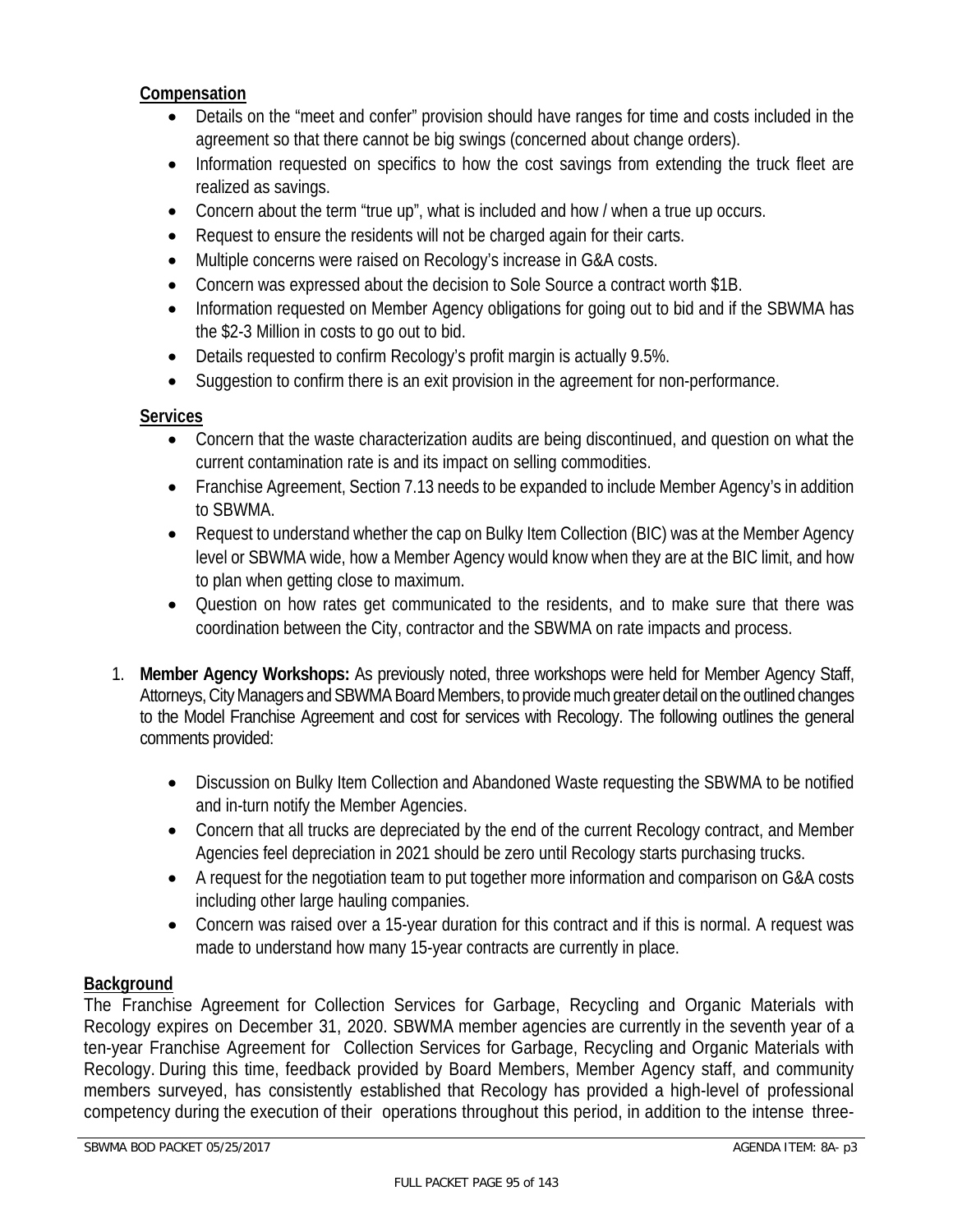**Compensation**

- Details on the "meet and confer" provision should have ranges for time and costs included in the agreement so that there cannot be big swings (concerned about change orders).
- Information requested on specifics to how the cost savings from extending the truck fleet are realized as savings.
- Concern about the term "true up", what is included and how / when a true up occurs.
- Request to ensure the residents will not be charged again for their carts.
- Multiple concerns were raised on Recology's increase in G&A costs.
- Concern was expressed about the decision to Sole Source a contract worth $1B.
- Information requested on Member Agency obligations for going out to bid and if the SBWMA has the $2-3 Million in costs to go out to bid.
- Details requested to confirm Recology's profit margin is actually 9.5%.
- Suggestion to confirm there is an exit provision in the agreement for non-performance.

**Services**

- Concern that the waste characterization audits are being discontinued, and question on what the current contamination rate is and its impact on selling commodities.
- Franchise Agreement, Section 7.13 needs to be expanded to include Member Agency's in addition to SBWMA.
- Request to understand whether the cap on Bulky Item Collection (BIC) was at the Member Agency level or SBWMA wide, how a Member Agency would know when they are at the BIC limit, and how to plan when getting close to maximum.
- Question on how rates get communicated to the residents, and to make sure that there was coordination between the City, contractor and the SBWMA on rate impacts and process.

1. **Member Agency Workshops:** As previously noted, three workshops were held for Member Agency Staff, Attorneys, City Managers and SBWMA Board Members, to provide much greater detail on the outlined changes to the Model Franchise Agreement and cost for services with Recology. The following outlines the general comments provided:

    - Discussion on Bulky Item Collection and Abandoned Waste requesting the SBWMA to be notified and in-turn notify the Member Agencies.
    - Concern that all trucks are depreciated by the end of the current Recology contract, and Member Agencies feel depreciation in 2021 should be zero until Recology starts purchasing trucks.
    - A request for the negotiation team to put together more information and comparison on G&A costs including other large hauling companies.
    - Concern was raised over a 15-year duration for this contract and if this is normal. A request was made to understand how many 15-year contracts are currently in place.

**Background**

The Franchise Agreement for Collection Services for Garbage, Recycling and Organic Materials with Recology expires on December 31, 2020. SBWMA member agencies are currently in the seventh year of a ten-year Franchise Agreement for Collection Services for Garbage, Recycling and Organic Materials with Recology. During this time, feedback provided by Board Members, Member Agency staff, and community members surveyed, has consistently established that Recology has provided a high-level of professional competency during the execution of their operations throughout this period, in addition to the intense three-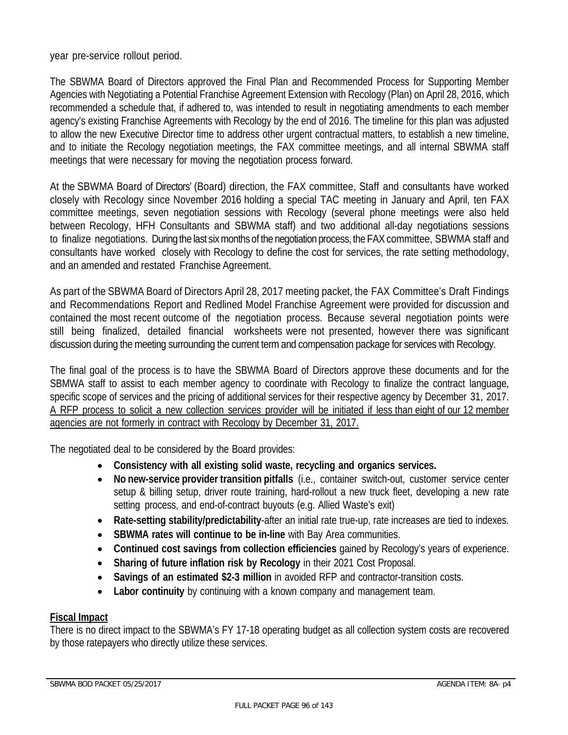year pre-service rollout period.

The SBWMA Board of Directors approved the Final Plan and Recommended Process for Supporting Member Agencies with Negotiating a Potential Franchise Agreement Extension with Recology (Plan) on April 28, 2016, which recommended a schedule that, if adhered to, was intended to result in negotiating amendments to each member agency's existing Franchise Agreements with Recology by the end of 2016. The timeline for this plan was adjusted to allow the new Executive Director time to address other urgent contractual matters, to establish a new timeline, and to initiate the Recology negotiation meetings, the FAX committee meetings, and all internal SBWMA staff meetings that were necessary for moving the negotiation process forward.

At the SBWMA Board of Directors' (Board) direction, the FAX committee, Staff and consultants have worked closely with Recology since November 2016 holding a special TAC meeting in January and April, ten FAX committee meetings, seven negotiation sessions with Recology (several phone meetings were also held between Recology, HFH Consultants and SBWMA staff) and two additional all-day negotiations sessions to finalize negotiations. During the last six months of the negotiation process, the FAX committee, SBWMA staff and consultants have worked closely with Recology to define the cost for services, the rate setting methodology, and an amended and restated Franchise Agreement.

As part of the SBWMA Board of Directors April 28, 2017 meeting packet, the FAX Committee's Draft Findings and Recommendations Report and Redlined Model Franchise Agreement were provided for discussion and contained the most recent outcome of the negotiation process. Because several negotiation points were still being finalized, detailed financial worksheets were not presented, however there was significant discussion during the meeting surrounding the current term and compensation package for services with Recology.

The final goal of the process is to have the SBWMA Board of Directors approve these documents and for the SBMWA staff to assist to each member agency to coordinate with Recology to finalize the contract language, specific scope of services and the pricing of additional services for their respective agency by December 31, 2017. <u>A RFP process to solicit a new collection services provider will be initiated if less than eight of our 12 member agencies are not formerly in contract with Recology by December 31, 2017.</u>

The negotiated deal to be considered by the Board provides:

- **Consistency with all existing solid waste, recycling and organics services.**
- **No new-service provider transition pitfalls** (i.e., container switch-out, customer service center setup & billing setup, driver route training, hard-rollout a new truck fleet, developing a new rate setting process, and end-of-contract buyouts (e.g. Allied Waste's exit)
- **Rate-setting stability/predictability**-after an initial rate true-up, rate increases are tied to indexes.
- **SBWMA rates will continue to be in-line** with Bay Area communities.
- **Continued cost savings from collection efficiencies** gained by Recology's years of experience.
- **Sharing of future inflation risk by Recology** in their 2021 Cost Proposal.
- **Savings of an estimated $2-3 million** in avoided RFP and contractor-transition costs.
- **Labor continuity** by continuing with a known company and management team.

**<u>Fiscal Impact</u>**

There is no direct impact to the SBWMA's FY 17-18 operating budget as all collection system costs are recovered by those ratepayers who directly utilize these services.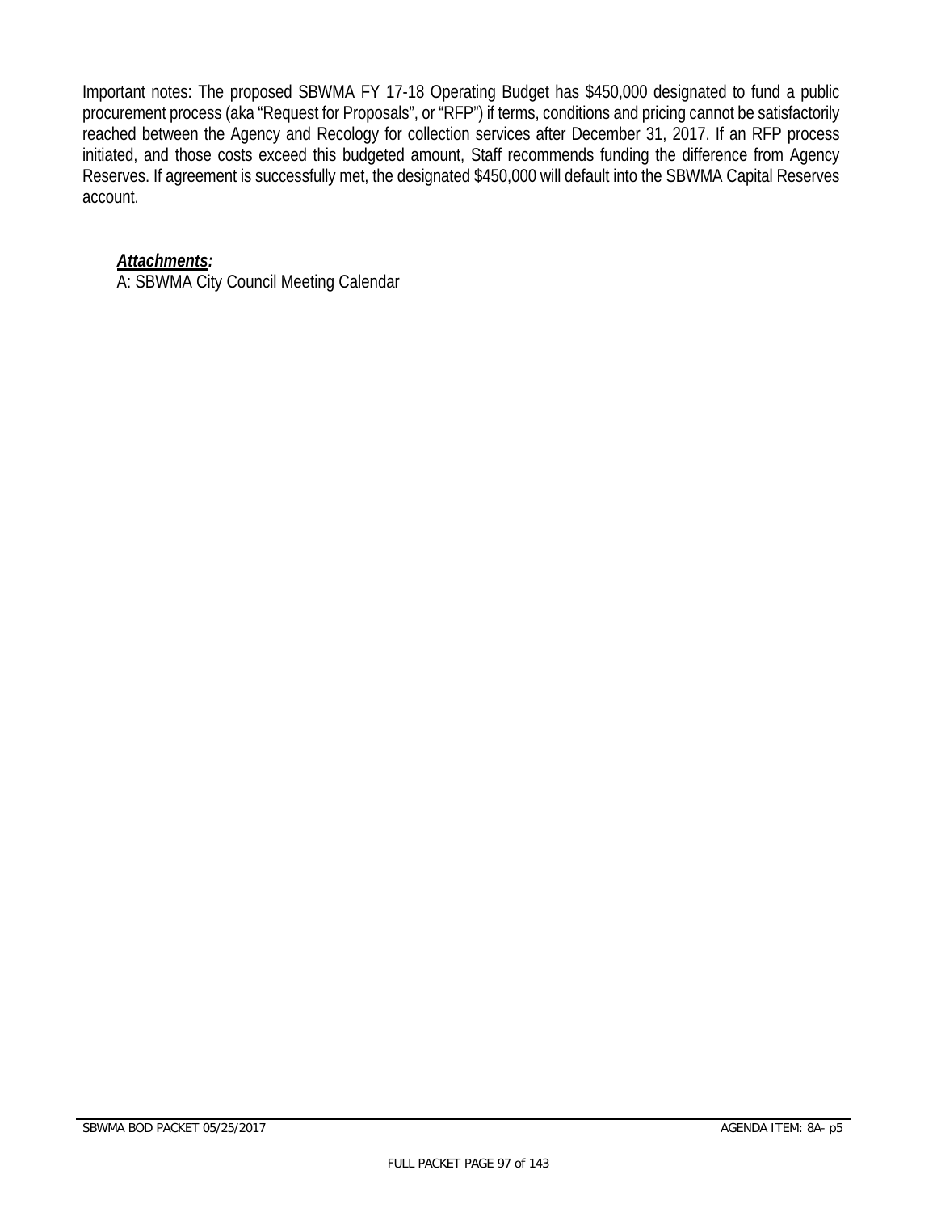Important notes: The proposed SBWMA FY 17-18 Operating Budget has $450,000 designated to fund a public procurement process (aka “Request for Proposals”, or “RFP”) if terms, conditions and pricing cannot be satisfactorily reached between the Agency and Recology for collection services after December 31, 2017. If an RFP process initiated, and those costs exceed this budgeted amount, Staff recommends funding the difference from Agency Reserves. If agreement is successfully met, the designated $450,000 will default into the SBWMA Capital Reserves account.

***Attachments:***

A: SBWMA City Council Meeting Calendar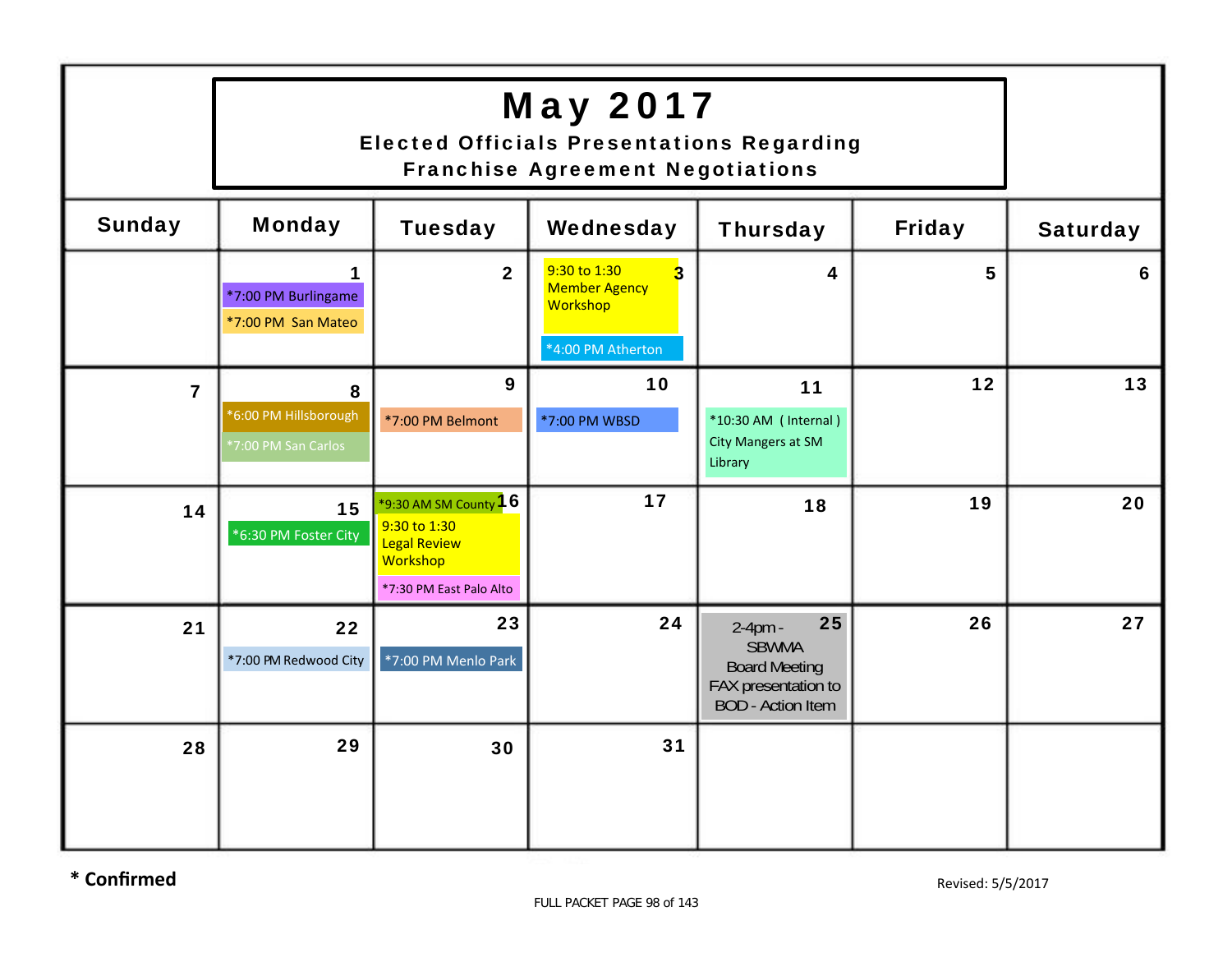# May 2017

**Elected Officials Presentations Regarding Franchise Agreement Negotiations**

| Sunday | Monday | Tuesday | Wednesday | Thursday | Friday | Saturday |
|---|---|---|---|---|---|---|
| | 1<br>*7:00 PM Burlingame<br>*7:00 PM San Mateo | 2 | 3<br>9:30 to 1:30 Member Agency Workshop<br>*4:00 PM Atherton | 4 | 5 | 6 |
| 7 | 8<br>*6:00 PM Hillsborough<br>*7:00 PM San Carlos | 9<br>*7:00 PM Belmont | 10<br>*7:00 PM WBSD | 11<br>*10:30 AM ( Internal ) City Mangers at SM Library | 12 | 13 |
| 14 | 15<br>*6:30 PM Foster City | 16<br>*9:30 AM SM County<br>9:30 to 1:30 Legal Review Workshop<br>*7:30 PM East Palo Alto | 17 | 18 | 19 | 20 |
| 21 | 22<br>*7:00 PM Redwood City | 23<br>*7:00 PM Menlo Park | 24 | 25<br>2-4pm - SBWMA Board Meeting FAX presentation to BOD - Action Item | 26 | 27 |
| 28 | 29 | 30 | 31 | | | |

**\* Confirmed**

Revised: 5/5/2017